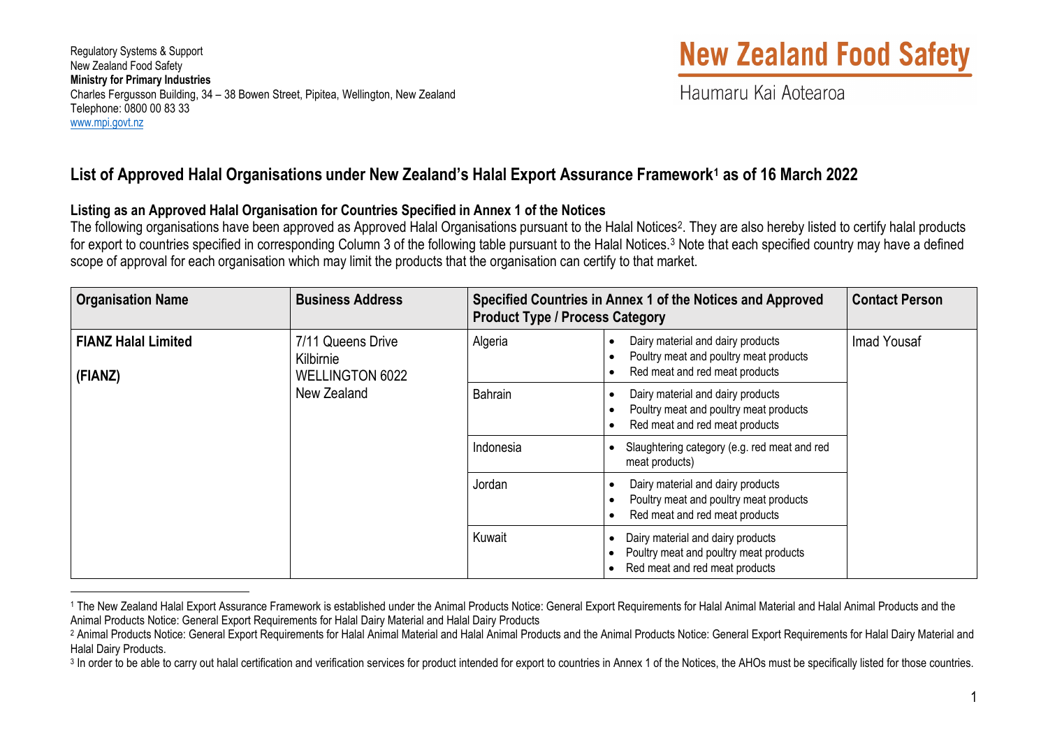Regulatory Systems & Support
New Zealand Food Safety
**Ministry for Primary Industries**
Charles Fergusson Building, 34 – 38 Bowen Street, Pipitea, Wellington, New Zealand
Telephone: 0800 00 83 33
www.mpi.govt.nz

**New Zealand Food Safety**
Haumaru Kai Aotearoa

## List of Approved Halal Organisations under New Zealand's Halal Export Assurance Framework[1] as of 16 March 2022

### Listing as an Approved Halal Organisation for Countries Specified in Annex 1 of the Notices

The following organisations have been approved as Approved Halal Organisations pursuant to the Halal Notices[2]. They are also hereby listed to certify halal products for export to countries specified in corresponding Column 3 of the following table pursuant to the Halal Notices.[3] Note that each specified country may have a defined scope of approval for each organisation which may limit the products that the organisation can certify to that market.

| Organisation Name | Business Address | Specified Countries in Annex 1 of the Notices and Approved Product Type / Process Category | | Contact Person |
|---|---|---|---|---|
| **FIANZ Halal Limited (FIANZ)** | 7/11 Queens Drive Kilbirnie WELLINGTON 6022 New Zealand | Algeria | • Dairy material and dairy products<br>• Poultry meat and poultry meat products<br>• Red meat and red meat products | Imad Yousaf |
| | | Bahrain | • Dairy material and dairy products<br>• Poultry meat and poultry meat products<br>• Red meat and red meat products | |
| | | Indonesia | • Slaughtering category (e.g. red meat and red meat products) | |
| | | Jordan | • Dairy material and dairy products<br>• Poultry meat and poultry meat products<br>• Red meat and red meat products | |
| | | Kuwait | • Dairy material and dairy products<br>• Poultry meat and poultry meat products<br>• Red meat and red meat products | |

[1] The New Zealand Halal Export Assurance Framework is established under the Animal Products Notice: General Export Requirements for Halal Animal Material and Halal Animal Products and the Animal Products Notice: General Export Requirements for Halal Dairy Material and Halal Dairy Products

[2] Animal Products Notice: General Export Requirements for Halal Animal Material and Halal Animal Products and the Animal Products Notice: General Export Requirements for Halal Dairy Material and Halal Dairy Products.

[3] In order to be able to carry out halal certification and verification services for product intended for export to countries in Annex 1 of the Notices, the AHOs must be specifically listed for those countries.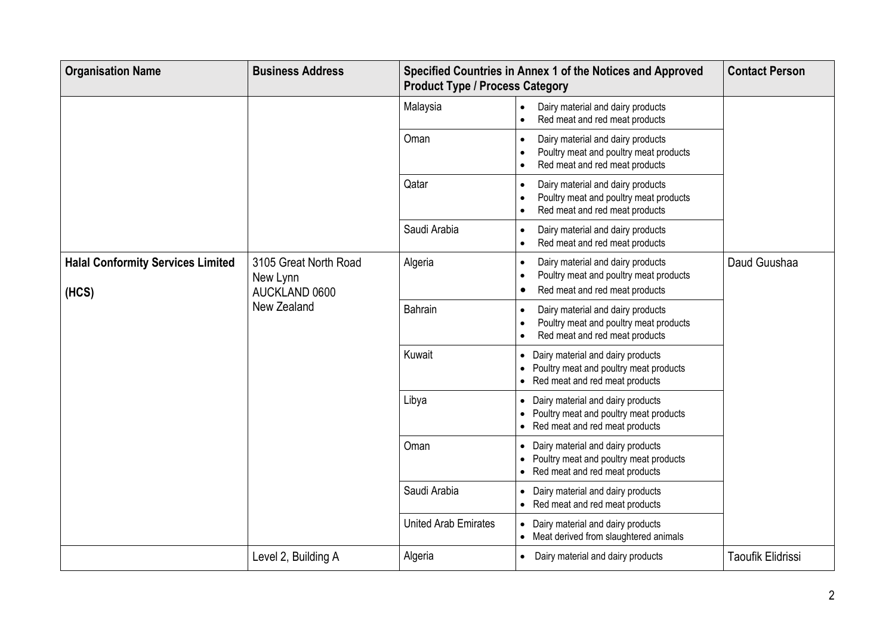| Organisation Name | Business Address | Specified Countries in Annex 1 of the Notices and Approved Product Type / Process Category | | Contact Person |
|---|---|---|---|---|
| | | Malaysia | • Dairy material and dairy products<br>• Red meat and red meat products | |
| | | Oman | • Dairy material and dairy products<br>• Poultry meat and poultry meat products<br>• Red meat and red meat products | |
| | | Qatar | • Dairy material and dairy products<br>• Poultry meat and poultry meat products<br>• Red meat and red meat products | |
| | | Saudi Arabia | • Dairy material and dairy products<br>• Red meat and red meat products | |
| **Halal Conformity Services Limited (HCS)** | 3105 Great North Road<br>New Lynn<br>AUCKLAND 0600<br>New Zealand | Algeria | • Dairy material and dairy products<br>• Poultry meat and poultry meat products<br>• Red meat and red meat products | Daud Guushaa |
| | | Bahrain | • Dairy material and dairy products<br>• Poultry meat and poultry meat products<br>• Red meat and red meat products | |
| | | Kuwait | • Dairy material and dairy products<br>• Poultry meat and poultry meat products<br>• Red meat and red meat products | |
| | | Libya | • Dairy material and dairy products<br>• Poultry meat and poultry meat products<br>• Red meat and red meat products | |
| | | Oman | • Dairy material and dairy products<br>• Poultry meat and poultry meat products<br>• Red meat and red meat products | |
| | | Saudi Arabia | • Dairy material and dairy products<br>• Red meat and red meat products | |
| | | United Arab Emirates | • Dairy material and dairy products<br>• Meat derived from slaughtered animals | |
| | Level 2, Building A | Algeria | • Dairy material and dairy products | Taoufik Elidrissi |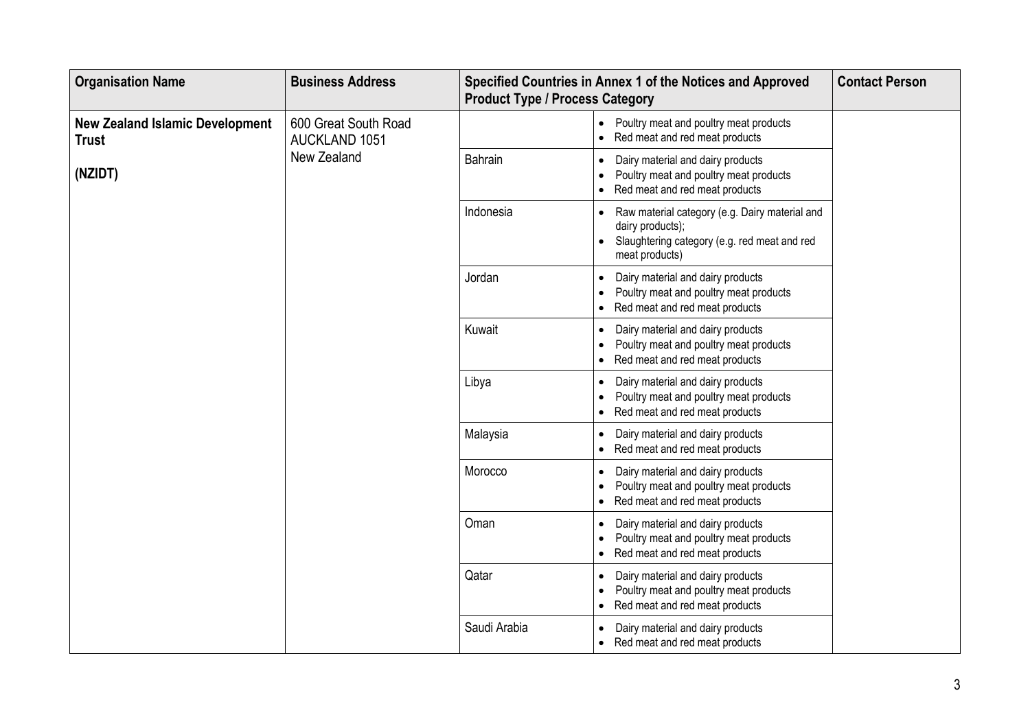| Organisation Name | Business Address | Specified Countries in Annex 1 of the Notices and Approved Product Type / Process Category | | Contact Person |
|---|---|---|---|---|
| **New Zealand Islamic Development Trust**<br><br>**(NZIDT)** | 600 Great South Road<br>AUCKLAND 1051<br>New Zealand | | • Poultry meat and poultry meat products<br>• Red meat and red meat products | |
| | | Bahrain | • Dairy material and dairy products<br>• Poultry meat and poultry meat products<br>• Red meat and red meat products | |
| | | Indonesia | • Raw material category (e.g. Dairy material and dairy products);<br>• Slaughtering category (e.g. red meat and red meat products) | |
| | | Jordan | • Dairy material and dairy products<br>• Poultry meat and poultry meat products<br>• Red meat and red meat products | |
| | | Kuwait | • Dairy material and dairy products<br>• Poultry meat and poultry meat products<br>• Red meat and red meat products | |
| | | Libya | • Dairy material and dairy products<br>• Poultry meat and poultry meat products<br>• Red meat and red meat products | |
| | | Malaysia | • Dairy material and dairy products<br>• Red meat and red meat products | |
| | | Morocco | • Dairy material and dairy products<br>• Poultry meat and poultry meat products<br>• Red meat and red meat products | |
| | | Oman | • Dairy material and dairy products<br>• Poultry meat and poultry meat products<br>• Red meat and red meat products | |
| | | Qatar | • Dairy material and dairy products<br>• Poultry meat and poultry meat products<br>• Red meat and red meat products | |
| | | Saudi Arabia | • Dairy material and dairy products<br>• Red meat and red meat products | |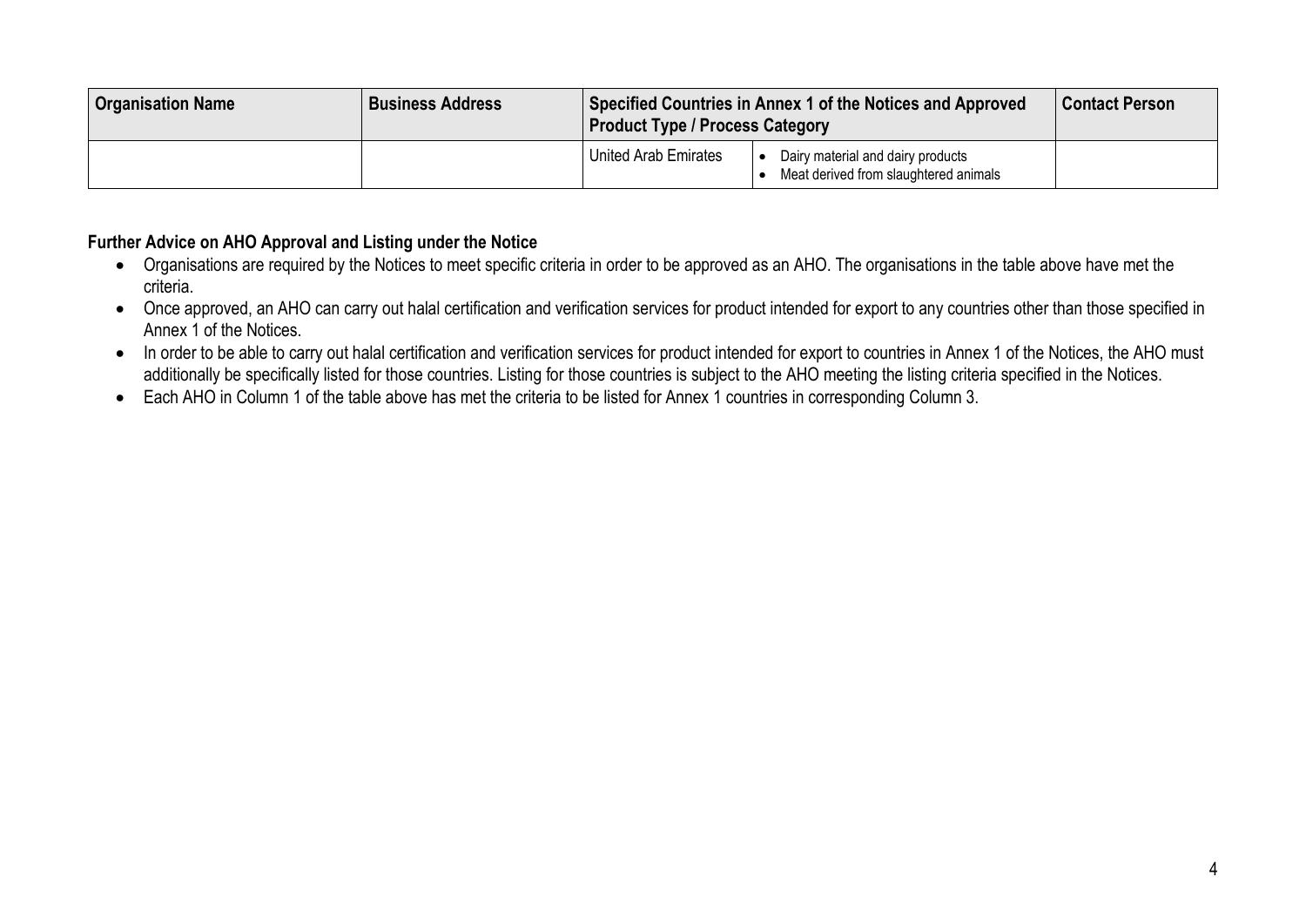| Organisation Name | Business Address | Specified Countries in Annex 1 of the Notices and Approved Product Type / Process Category | | Contact Person |
|---|---|---|---|---|
| | | United Arab Emirates | • Dairy material and dairy products<br>• Meat derived from slaughtered animals | |

**Further Advice on AHO Approval and Listing under the Notice**

- Organisations are required by the Notices to meet specific criteria in order to be approved as an AHO. The organisations in the table above have met the criteria.
- Once approved, an AHO can carry out halal certification and verification services for product intended for export to any countries other than those specified in Annex 1 of the Notices.
- In order to be able to carry out halal certification and verification services for product intended for export to countries in Annex 1 of the Notices, the AHO must additionally be specifically listed for those countries. Listing for those countries is subject to the AHO meeting the listing criteria specified in the Notices.
- Each AHO in Column 1 of the table above has met the criteria to be listed for Annex 1 countries in corresponding Column 3.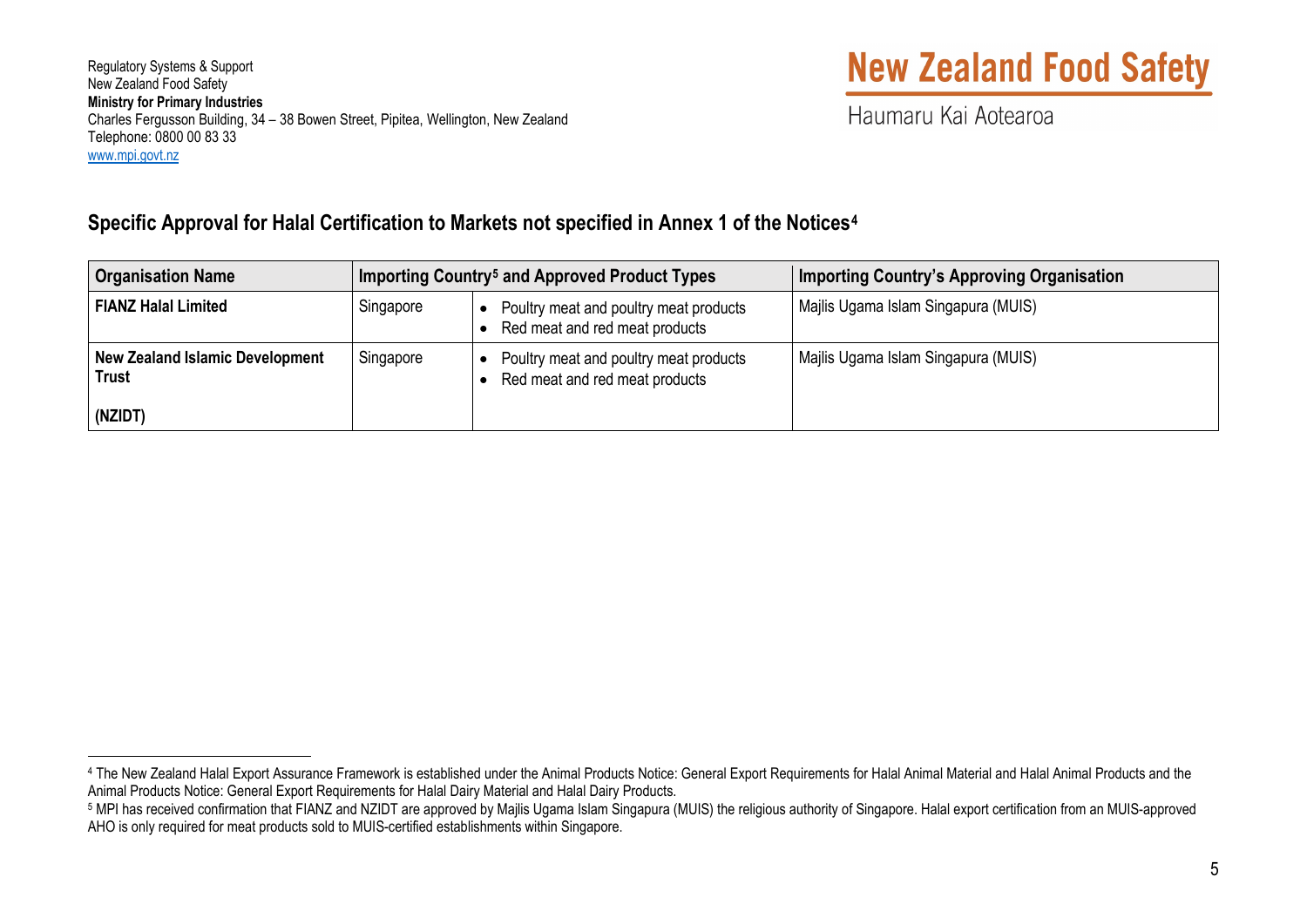Regulatory Systems & Support
New Zealand Food Safety
**Ministry for Primary Industries**
Charles Fergusson Building, 34 – 38 Bowen Street, Pipitea, Wellington, New Zealand
Telephone: 0800 00 83 33
www.mpi.govt.nz

**New Zealand Food Safety**
Haumaru Kai Aotearoa

## Specific Approval for Halal Certification to Markets not specified in Annex 1 of the Notices[4]

| Organisation Name | Importing Country[5] and Approved Product Types | | Importing Country's Approving Organisation |
|---|---|---|---|
| **FIANZ Halal Limited** | Singapore | • Poultry meat and poultry meat products<br>• Red meat and red meat products | Majlis Ugama Islam Singapura (MUIS) |
| **New Zealand Islamic Development Trust**<br><br>**(NZIDT)** | Singapore | • Poultry meat and poultry meat products<br>• Red meat and red meat products | Majlis Ugama Islam Singapura (MUIS) |

[4] The New Zealand Halal Export Assurance Framework is established under the Animal Products Notice: General Export Requirements for Halal Animal Material and Halal Animal Products and the Animal Products Notice: General Export Requirements for Halal Dairy Material and Halal Dairy Products.

[5] MPI has received confirmation that FIANZ and NZIDT are approved by Majlis Ugama Islam Singapura (MUIS) the religious authority of Singapore. Halal export certification from an MUIS-approved AHO is only required for meat products sold to MUIS-certified establishments within Singapore.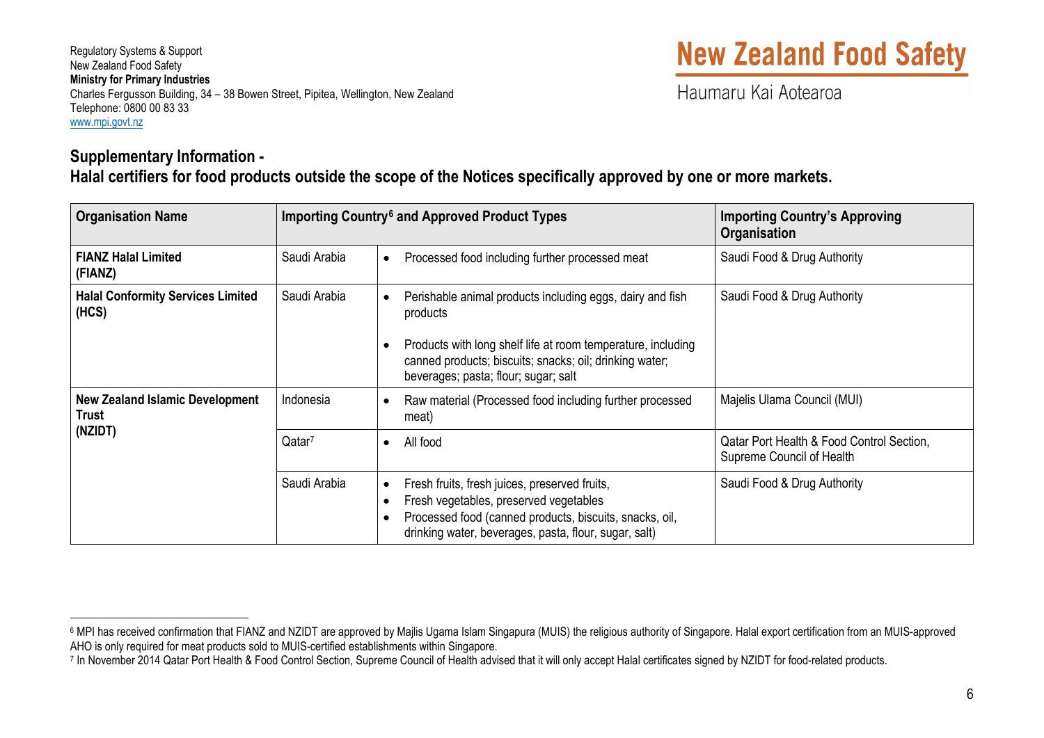Regulatory Systems & Support
New Zealand Food Safety
**Ministry for Primary Industries**
Charles Fergusson Building, 34 – 38 Bowen Street, Pipitea, Wellington, New Zealand
Telephone: 0800 00 83 33
www.mpi.govt.nz

**New Zealand Food Safety**
Haumaru Kai Aotearoa

## Supplementary Information - Halal certifiers for food products outside the scope of the Notices specifically approved by one or more markets.

| Organisation Name | Importing Country[6] and Approved Product Types | | Importing Country's Approving Organisation |
|---|---|---|---|
| **FIANZ Halal Limited (FIANZ)** | Saudi Arabia | • Processed food including further processed meat | Saudi Food & Drug Authority |
| **Halal Conformity Services Limited (HCS)** | Saudi Arabia | • Perishable animal products including eggs, dairy and fish products<br>• Products with long shelf life at room temperature, including canned products; biscuits; snacks; oil; drinking water; beverages; pasta; flour; sugar; salt | Saudi Food & Drug Authority |
| **New Zealand Islamic Development Trust (NZIDT)** | Indonesia | • Raw material (Processed food including further processed meat) | Majelis Ulama Council (MUI) |
| | Qatar[7] | • All food | Qatar Port Health & Food Control Section, Supreme Council of Health |
| | Saudi Arabia | • Fresh fruits, fresh juices, preserved fruits,<br>• Fresh vegetables, preserved vegetables<br>• Processed food (canned products, biscuits, snacks, oil, drinking water, beverages, pasta, flour, sugar, salt) | Saudi Food & Drug Authority |

[6] MPI has received confirmation that FIANZ and NZIDT are approved by Majlis Ugama Islam Singapura (MUIS) the religious authority of Singapore. Halal export certification from an MUIS-approved AHO is only required for meat products sold to MUIS-certified establishments within Singapore.

[7] In November 2014 Qatar Port Health & Food Control Section, Supreme Council of Health advised that it will only accept Halal certificates signed by NZIDT for food-related products.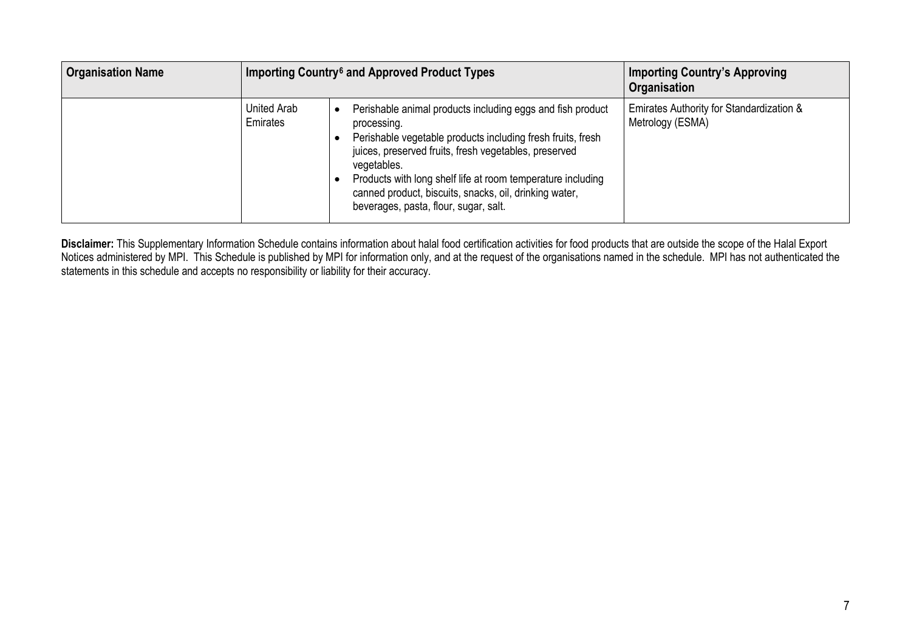| Organisation Name | Importing Country[6] and Approved Product Types | | Importing Country's Approving Organisation |
|---|---|---|---|
| | United Arab Emirates | • Perishable animal products including eggs and fish product processing.<br>• Perishable vegetable products including fresh fruits, fresh juices, preserved fruits, fresh vegetables, preserved vegetables.<br>• Products with long shelf life at room temperature including canned product, biscuits, snacks, oil, drinking water, beverages, pasta, flour, sugar, salt. | Emirates Authority for Standardization & Metrology (ESMA) |

**Disclaimer:** This Supplementary Information Schedule contains information about halal food certification activities for food products that are outside the scope of the Halal Export Notices administered by MPI. This Schedule is published by MPI for information only, and at the request of the organisations named in the schedule. MPI has not authenticated the statements in this schedule and accepts no responsibility or liability for their accuracy.